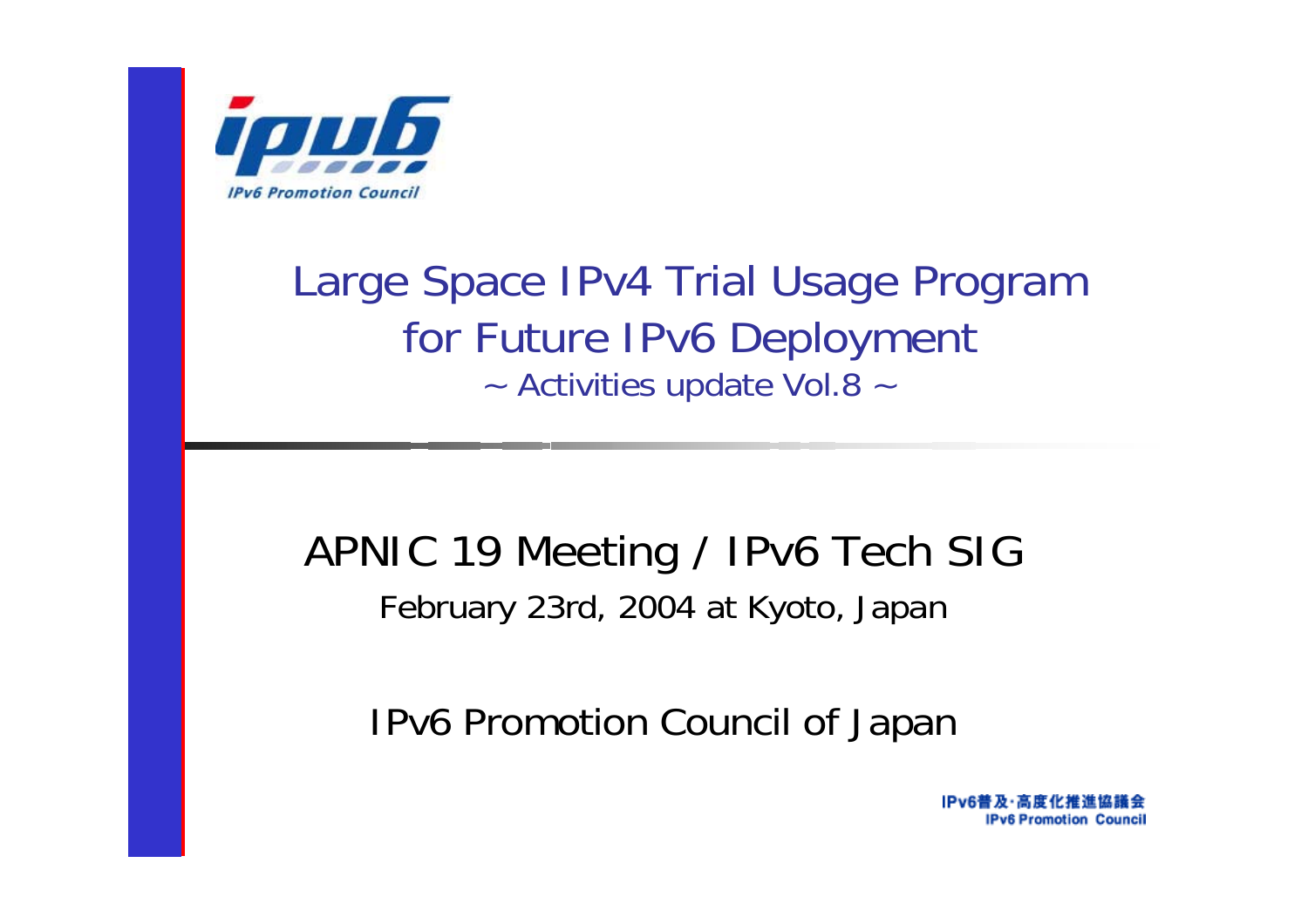# Large Space IPv4 Trial Usage Program for Future IPv6 Deployment

~ Activities update Vol.8 ~

## APNIC 19 Meeting / IPv6 Tech SIG

February 23rd, 2004 at Kyoto, Japan

IPv6 Promotion Council of Japan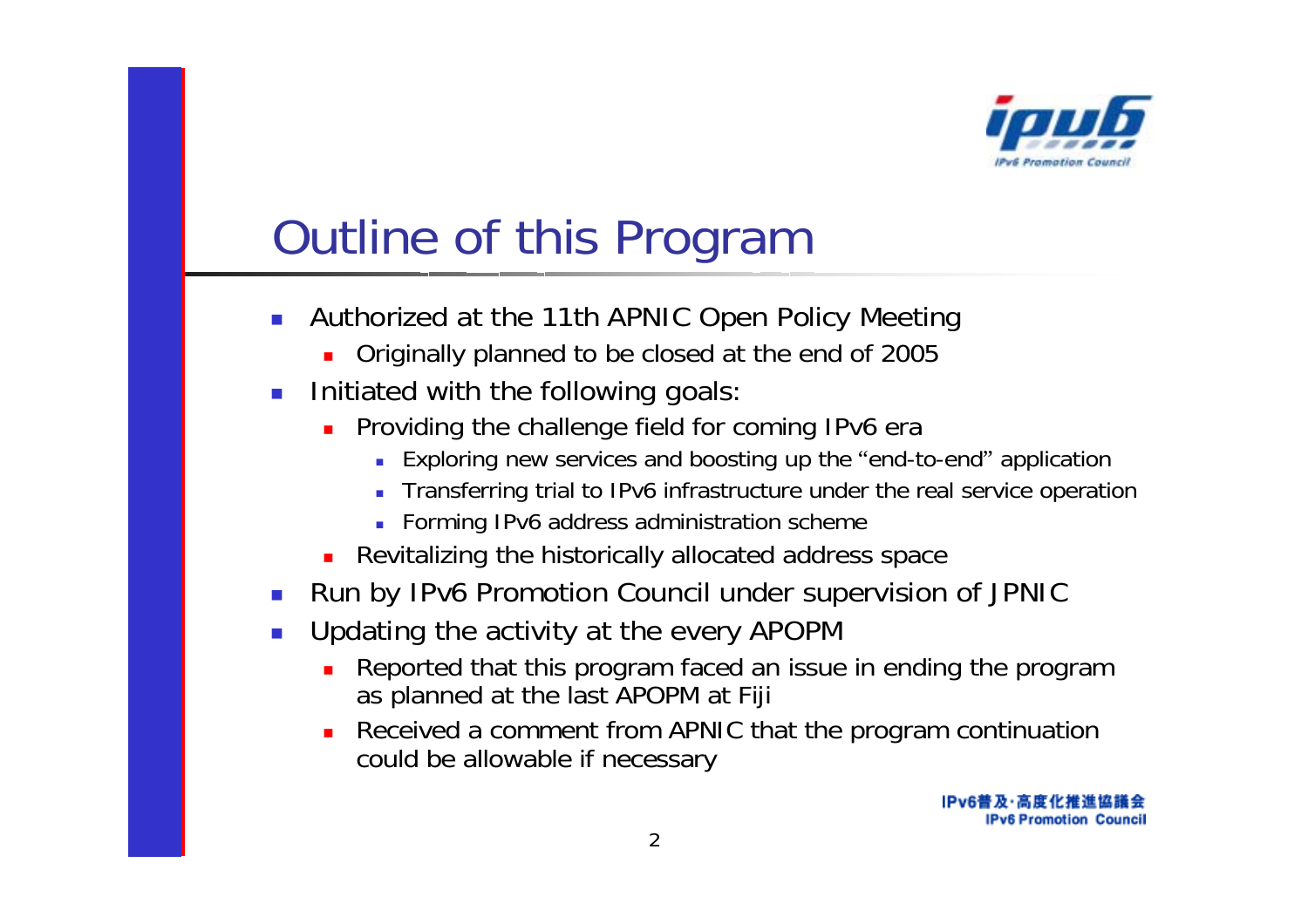# Outline of this Program

- Authorized at the 11th APNIC Open Policy Meeting
  - Originally planned to be closed at the end of 2005
- Initiated with the following goals:
  - Providing the challenge field for coming IPv6 era
    - Exploring new services and boosting up the "end-to-end" application
    - Transferring trial to IPv6 infrastructure under the real service operation
    - Forming IPv6 address administration scheme
  - Revitalizing the historically allocated address space
- Run by IPv6 Promotion Council under supervision of JPNIC
- Updating the activity at the every APOPM
  - Reported that this program faced an issue in ending the program as planned at the last APOPM at Fiji
  - Received a comment from APNIC that the program continuation could be allowable if necessary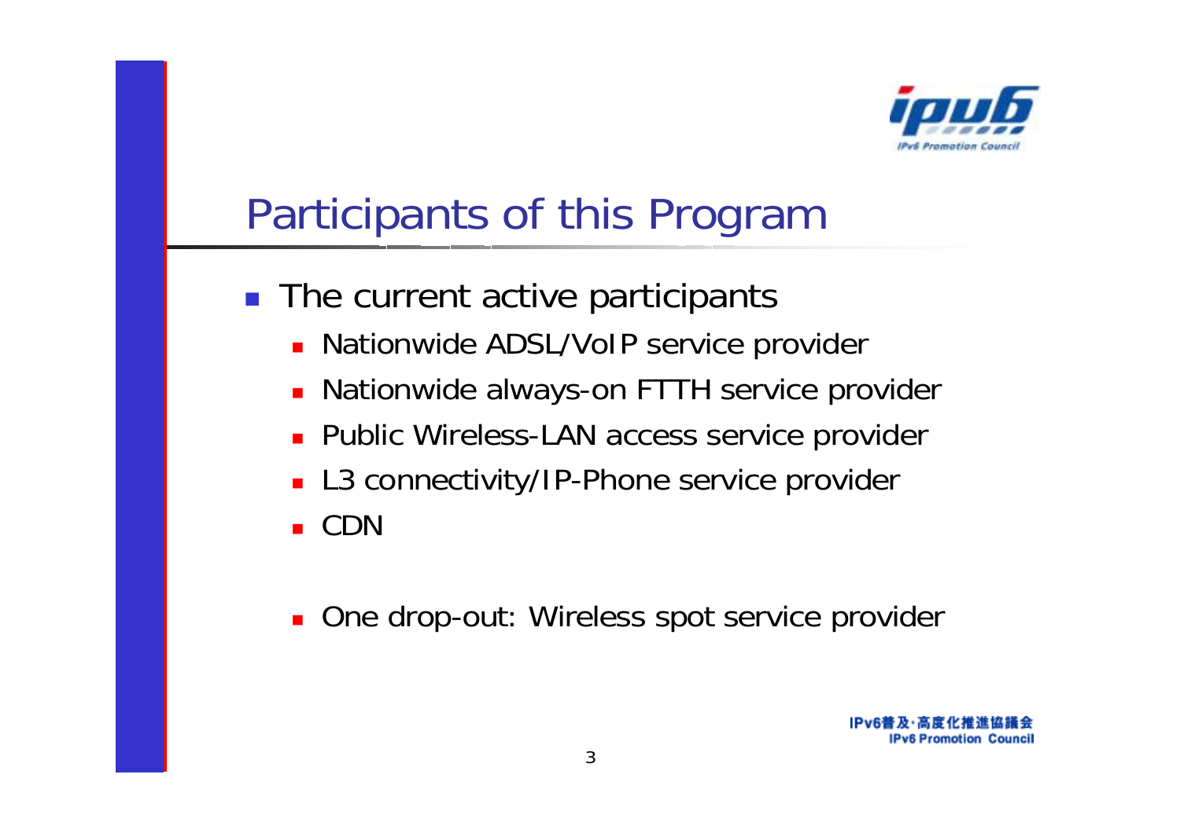# Participants of this Program

- The current active participants
  - Nationwide ADSL/VoIP service provider
  - Nationwide always-on FTTH service provider
  - Public Wireless-LAN access service provider
  - L3 connectivity/IP-Phone service provider
  - CDN

  - One drop-out: Wireless spot service provider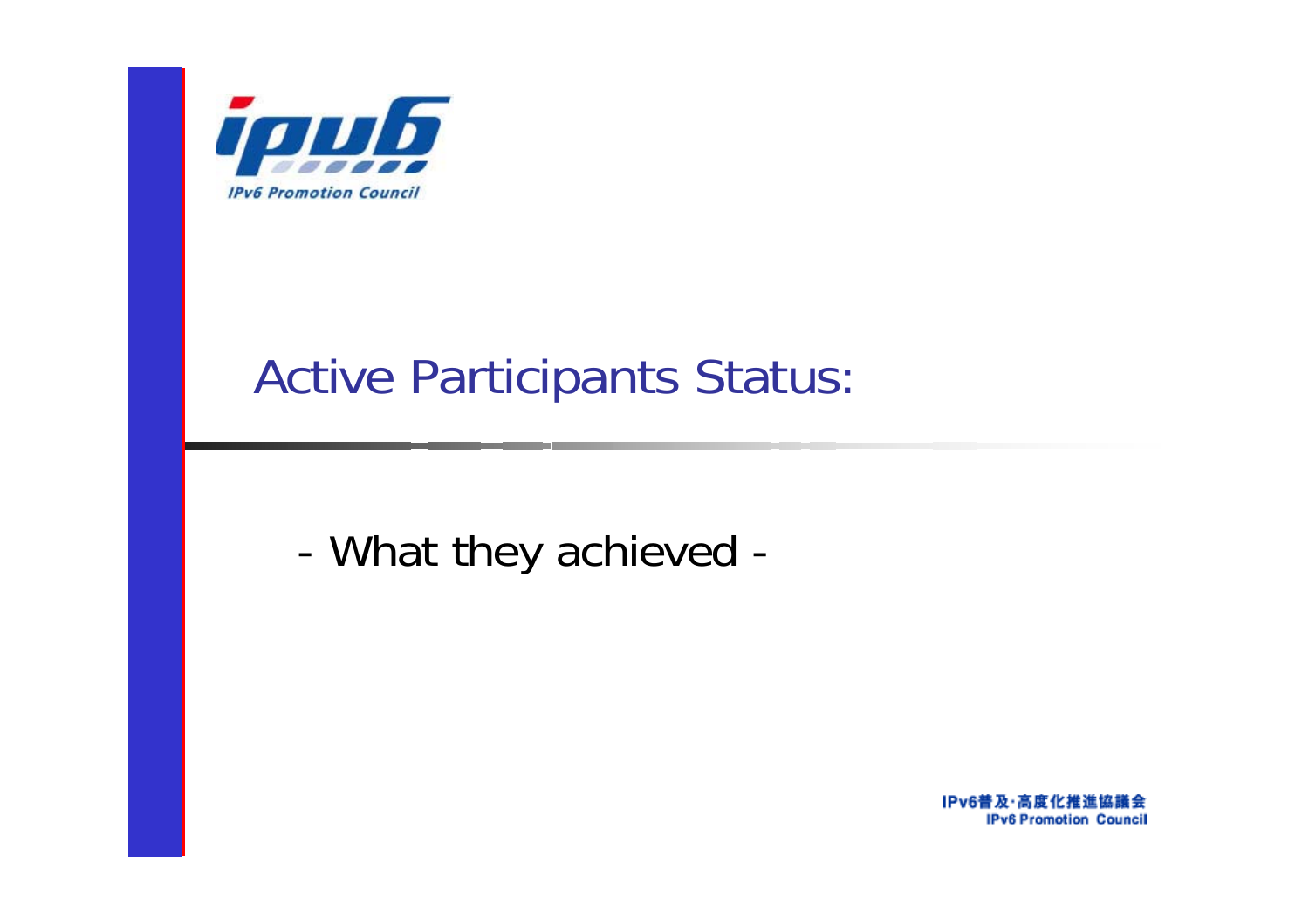# Active Participants Status:

- What they achieved -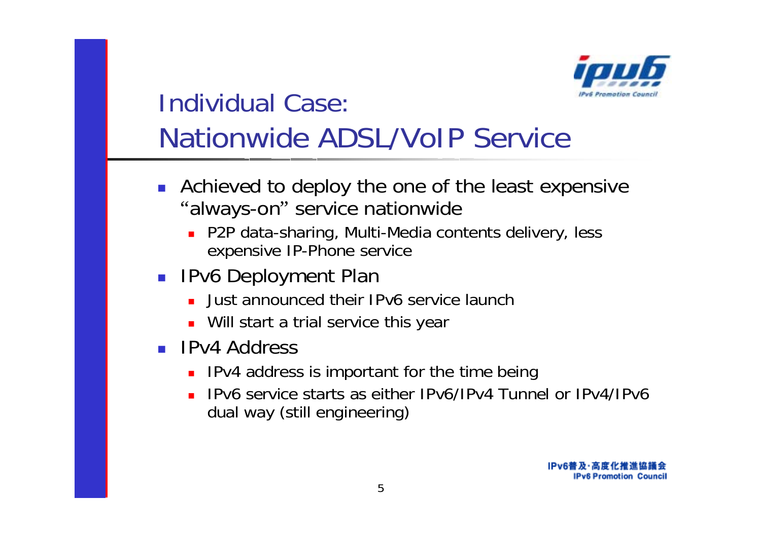# Individual Case: Nationwide ADSL/VoIP Service

- Achieved to deploy the one of the least expensive "always-on" service nationwide
  - P2P data-sharing, Multi-Media contents delivery, less expensive IP-Phone service
- IPv6 Deployment Plan
  - Just announced their IPv6 service launch
  - Will start a trial service this year
- IPv4 Address
  - IPv4 address is important for the time being
  - IPv6 service starts as either IPv6/IPv4 Tunnel or IPv4/IPv6 dual way (still engineering)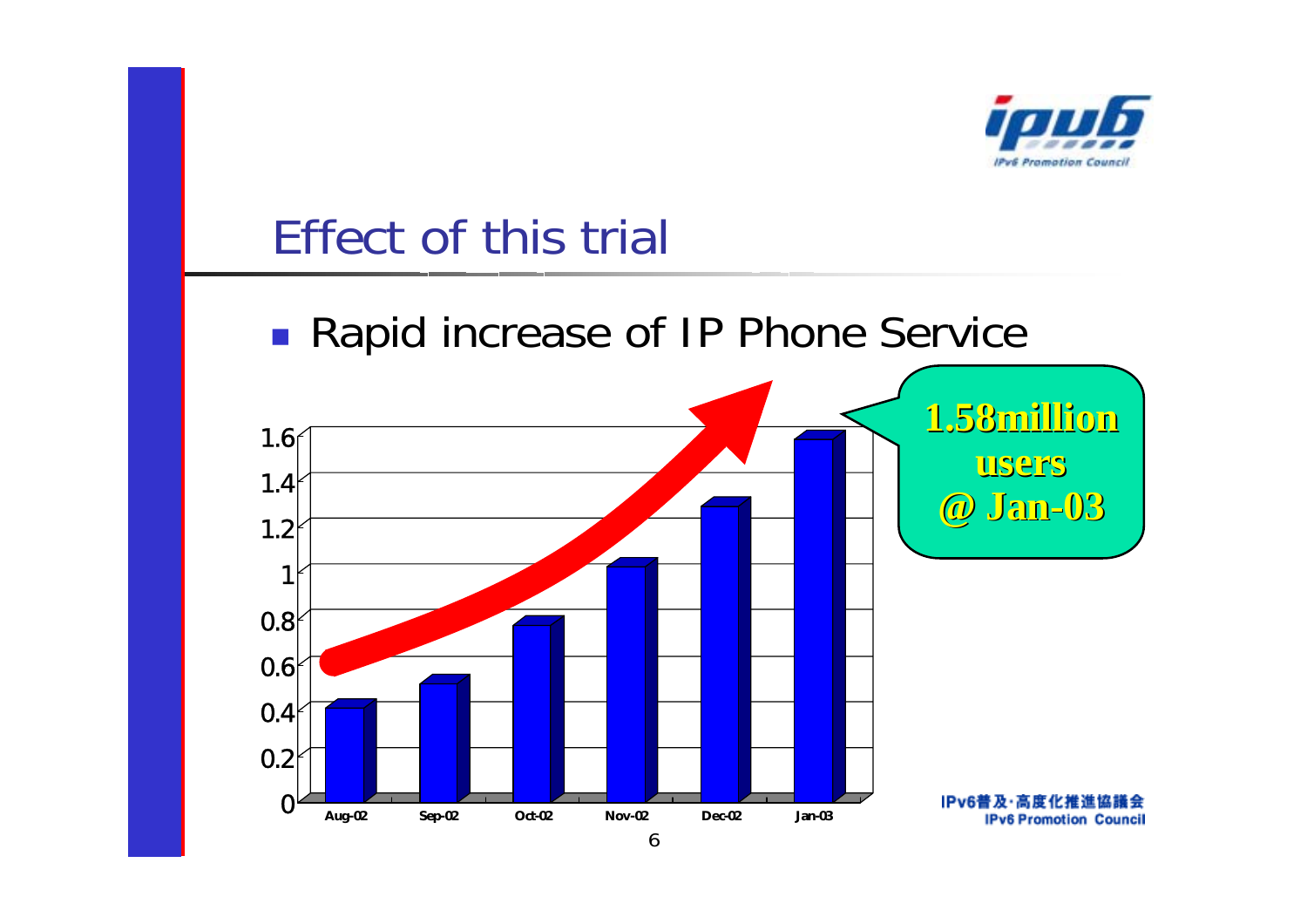# Effect of this trial

- Rapid increase of IP Phone Service

1.58million users @ Jan-03

| Month | Users (million) |
|---|---|
| Aug-02 | 0.4 |
| Sep-02 | 0.5 |
| Oct-02 | 0.75 |
| Nov-02 | 1.0 |
| Dec-02 | 1.27 |
| Jan-03 | 1.58 |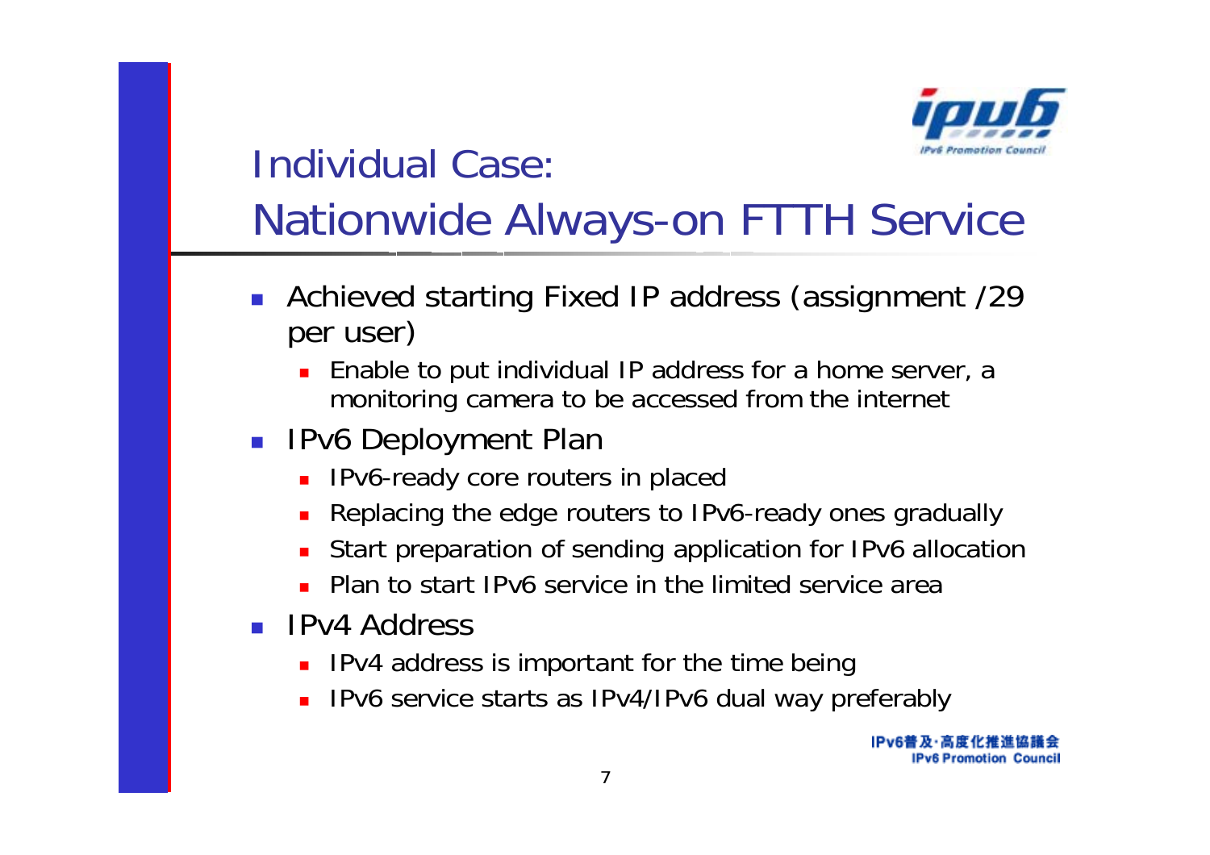# Individual Case: Nationwide Always-on FTTH Service

- Achieved starting Fixed IP address (assignment /29 per user)
  - Enable to put individual IP address for a home server, a monitoring camera to be accessed from the internet
- IPv6 Deployment Plan
  - IPv6-ready core routers in placed
  - Replacing the edge routers to IPv6-ready ones gradually
  - Start preparation of sending application for IPv6 allocation
  - Plan to start IPv6 service in the limited service area
- IPv4 Address
  - IPv4 address is important for the time being
  - IPv6 service starts as IPv4/IPv6 dual way preferably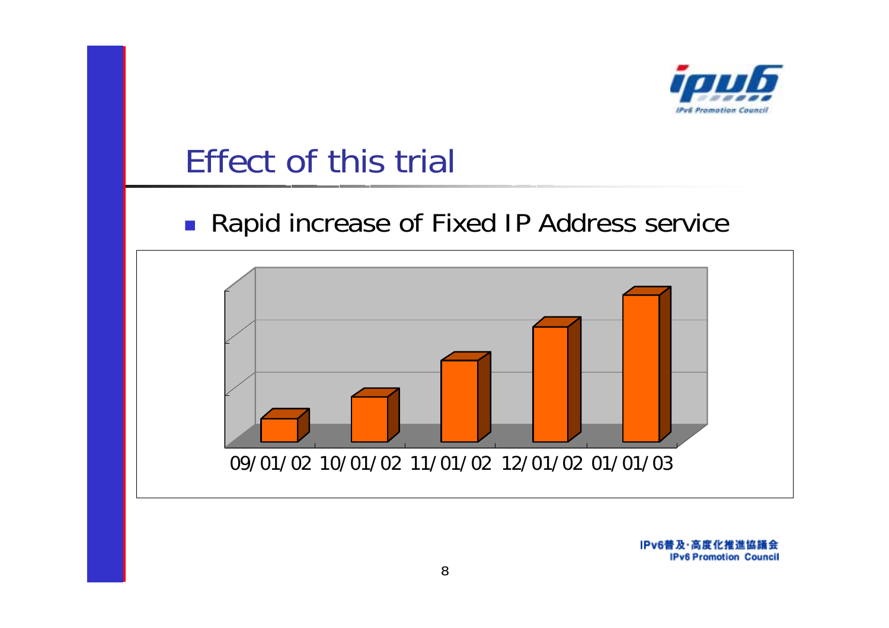# Effect of this trial

- Rapid increase of Fixed IP Address service

09/01/02 10/01/02 11/01/02 12/01/02 01/01/03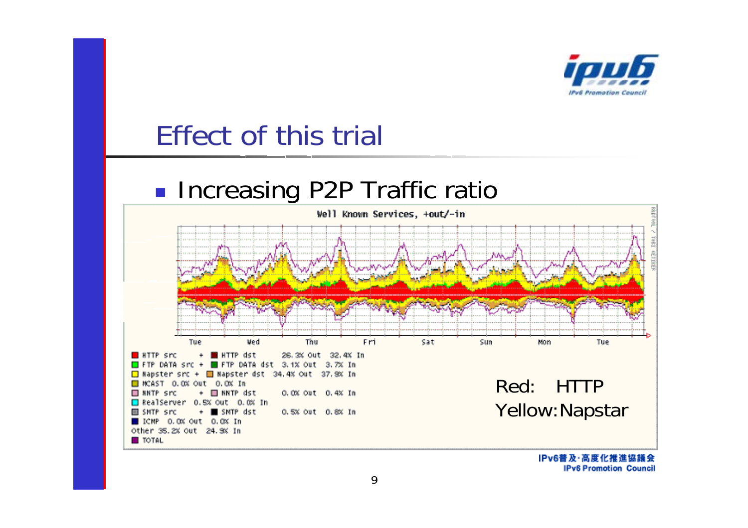# Effect of this trial

- Increasing P2P Traffic ratio

Well Known Services, +out/-in

| | | |
|---|---|---|
| HTTP src + HTTP dst | 26.3% Out | 32.4% In |
| FTP DATA src + FTP DATA dst | 3.1% Out | 3.7% In |
| Napster src + Napster dst | 34.4% Out | 37.9% In |
| MCAST | 0.0% Out | 0.0% In |
| NNTP src + NNTP dst | 0.0% Out | 0.4% In |
| RealServer | 0.5% Out | 0.0% In |
| SMTP src + SMTP dst | 0.5% Out | 0.8% In |
| ICMP | 0.0% Out | 0.0% In |
| Other | 35.2% Out | 24.9% In |
| TOTAL | | |

Red: HTTP
Yellow: Napstar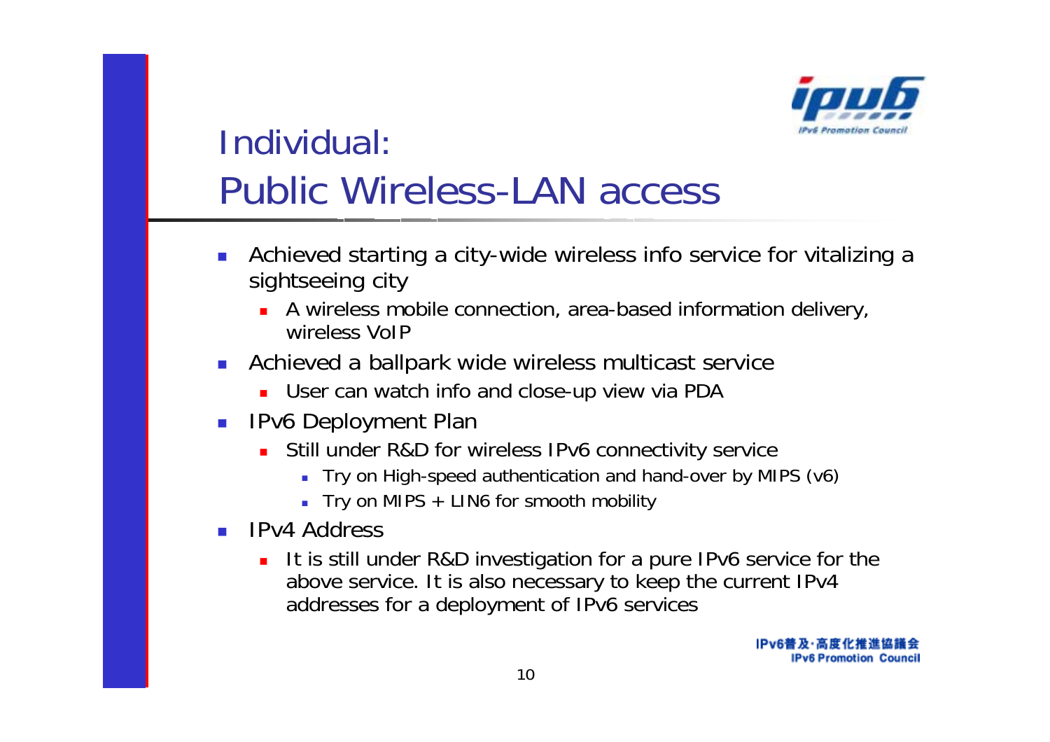# Individual: Public Wireless-LAN access

- Achieved starting a city-wide wireless info service for vitalizing a sightseeing city
  - A wireless mobile connection, area-based information delivery, wireless VoIP
- Achieved a ballpark wide wireless multicast service
  - User can watch info and close-up view via PDA
- IPv6 Deployment Plan
  - Still under R&D for wireless IPv6 connectivity service
    - Try on High-speed authentication and hand-over by MIPS (v6)
    - Try on MIPS + LIN6 for smooth mobility
- IPv4 Address
  - It is still under R&D investigation for a pure IPv6 service for the above service. It is also necessary to keep the current IPv4 addresses for a deployment of IPv6 services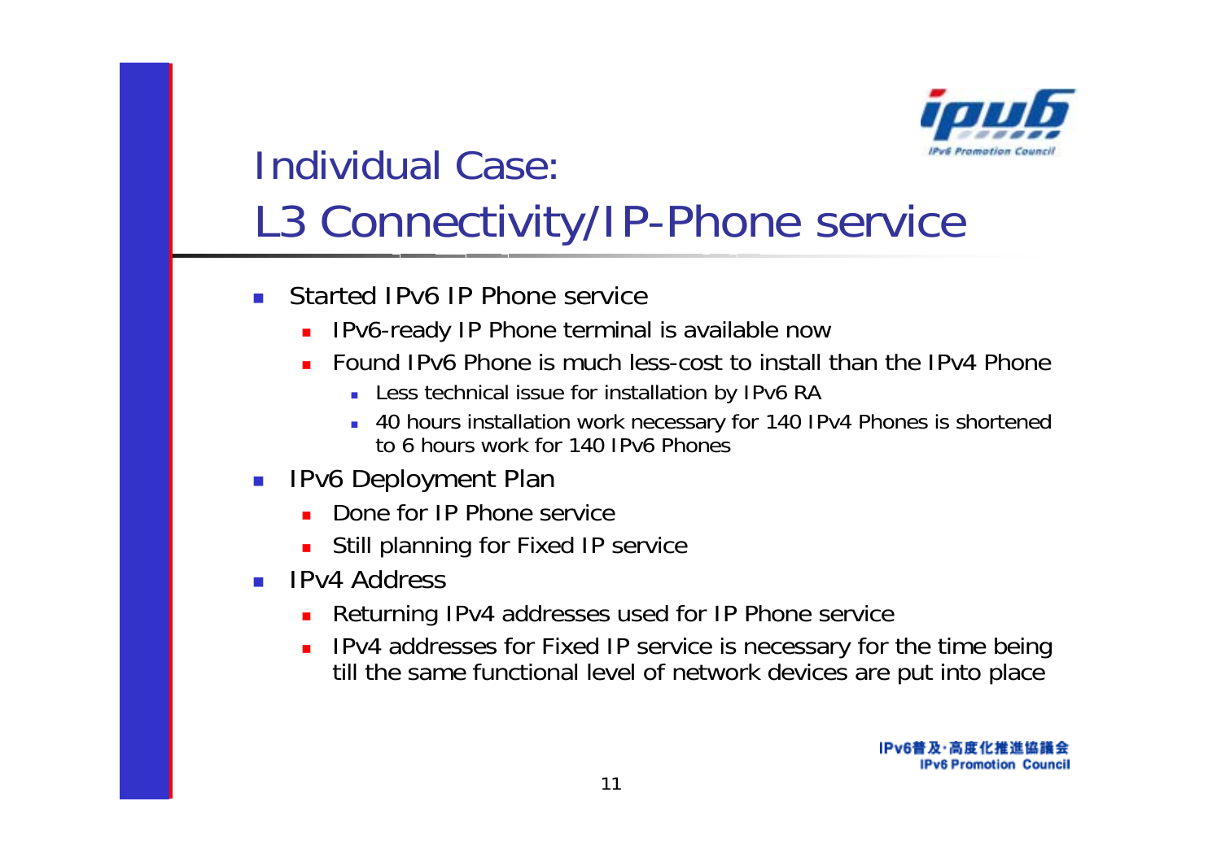# Individual Case: L3 Connectivity/IP-Phone service

- Started IPv6 IP Phone service
  - IPv6-ready IP Phone terminal is available now
  - Found IPv6 Phone is much less-cost to install than the IPv4 Phone
    - Less technical issue for installation by IPv6 RA
    - 40 hours installation work necessary for 140 IPv4 Phones is shortened to 6 hours work for 140 IPv6 Phones
- IPv6 Deployment Plan
  - Done for IP Phone service
  - Still planning for Fixed IP service
- IPv4 Address
  - Returning IPv4 addresses used for IP Phone service
  - IPv4 addresses for Fixed IP service is necessary for the time being till the same functional level of network devices are put into place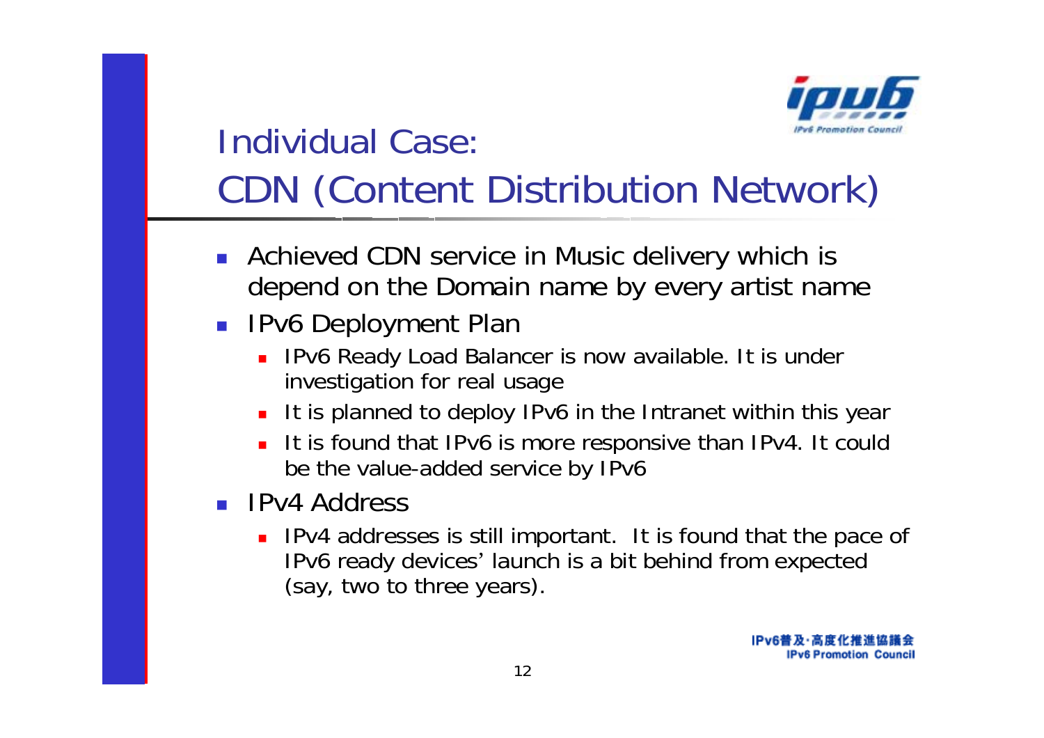# Individual Case: CDN (Content Distribution Network)

- Achieved CDN service in Music delivery which is depend on the Domain name by every artist name
- IPv6 Deployment Plan
  - IPv6 Ready Load Balancer is now available. It is under investigation for real usage
  - It is planned to deploy IPv6 in the Intranet within this year
  - It is found that IPv6 is more responsive than IPv4. It could be the value-added service by IPv6
- IPv4 Address
  - IPv4 addresses is still important. It is found that the pace of IPv6 ready devices' launch is a bit behind from expected (say, two to three years).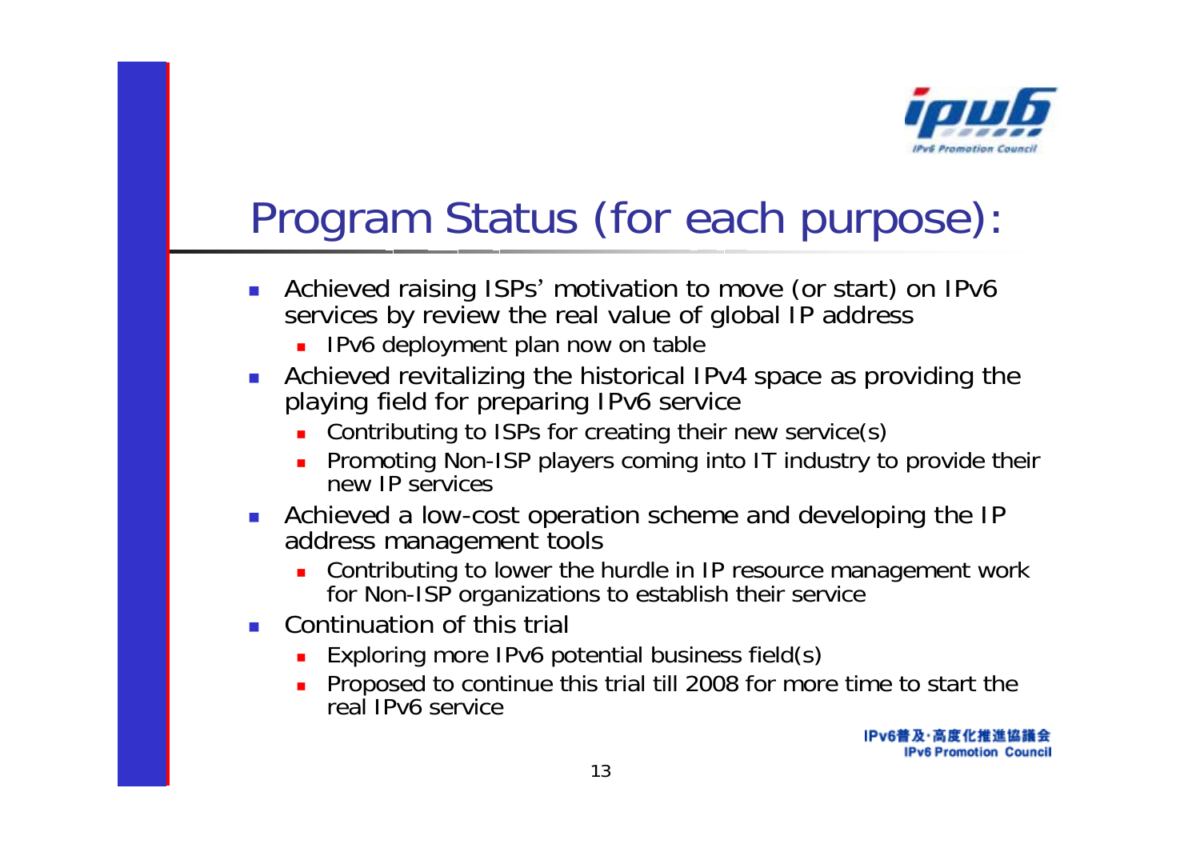# Program Status (for each purpose):

- Achieved raising ISPs' motivation to move (or start) on IPv6 services by review the real value of global IP address
  - IPv6 deployment plan now on table
- Achieved revitalizing the historical IPv4 space as providing the playing field for preparing IPv6 service
  - Contributing to ISPs for creating their new service(s)
  - Promoting Non-ISP players coming into IT industry to provide their new IP services
- Achieved a low-cost operation scheme and developing the IP address management tools
  - Contributing to lower the hurdle in IP resource management work for Non-ISP organizations to establish their service
- Continuation of this trial
  - Exploring more IPv6 potential business field(s)
  - Proposed to continue this trial till 2008 for more time to start the real IPv6 service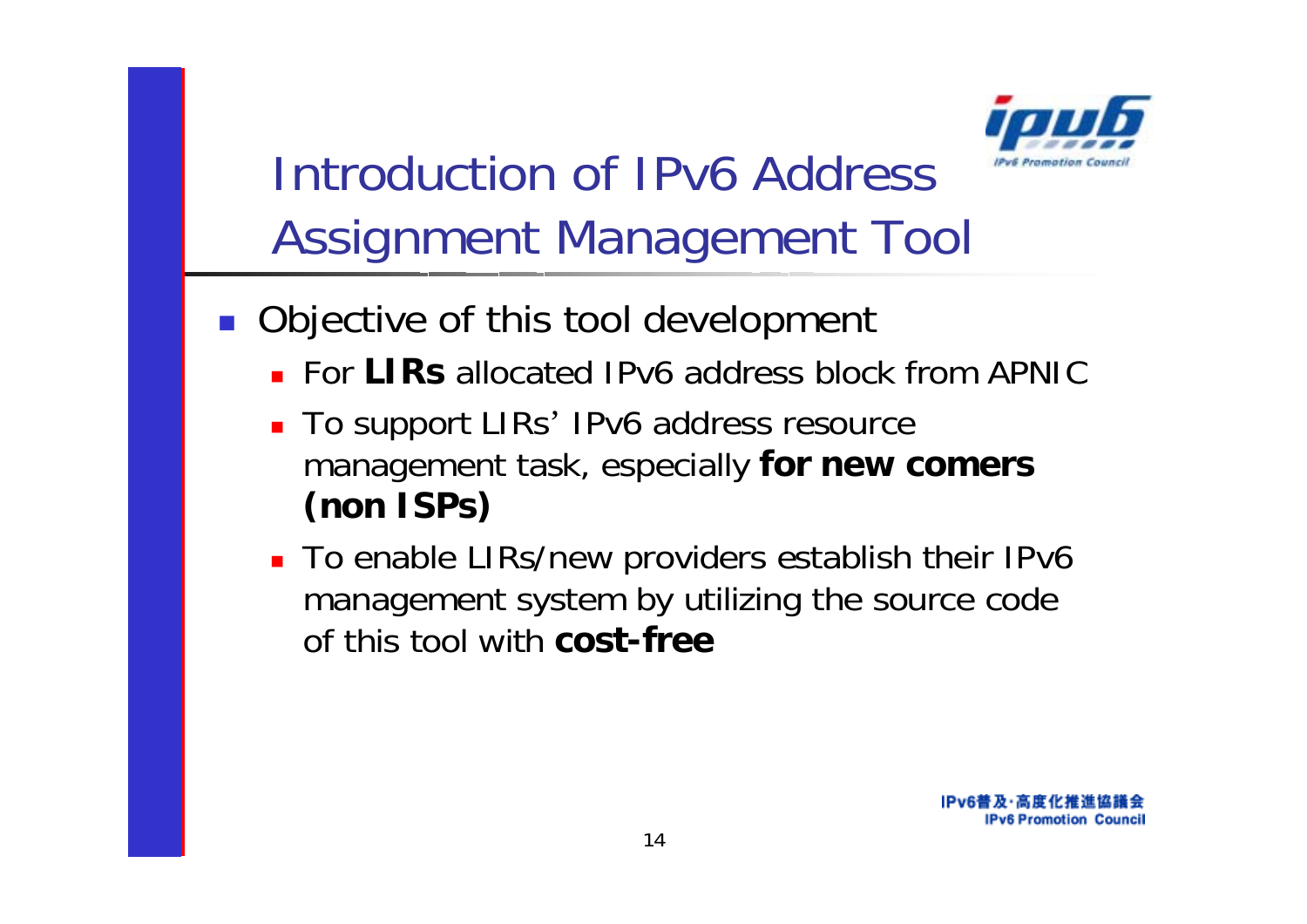# Introduction of IPv6 Address Assignment Management Tool

- Objective of this tool development
  - For **LIRs** allocated IPv6 address block from APNIC
  - To support LIRs' IPv6 address resource management task, especially **for new comers (non ISPs)**
  - To enable LIRs/new providers establish their IPv6 management system by utilizing the source code of this tool with **cost-free**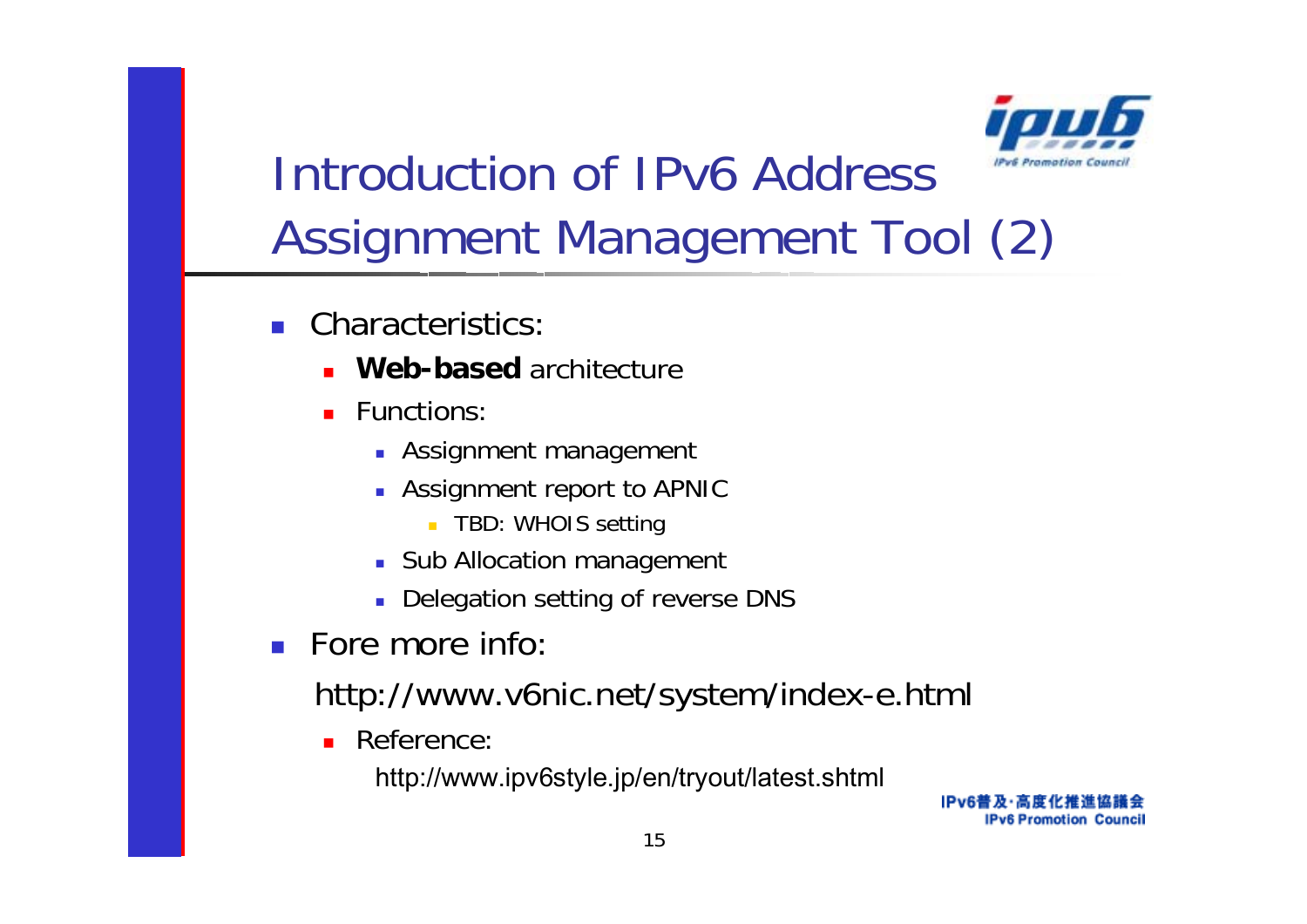# Introduction of IPv6 Address Assignment Management Tool (2)

- Characteristics:
  - **Web-based** architecture
  - Functions:
    - Assignment management
    - Assignment report to APNIC
      - TBD: WHOIS setting
    - Sub Allocation management
    - Delegation setting of reverse DNS
- Fore more info:

  http://www.v6nic.net/system/index-e.html

  - Reference:

    http://www.ipv6style.jp/en/tryout/latest.shtml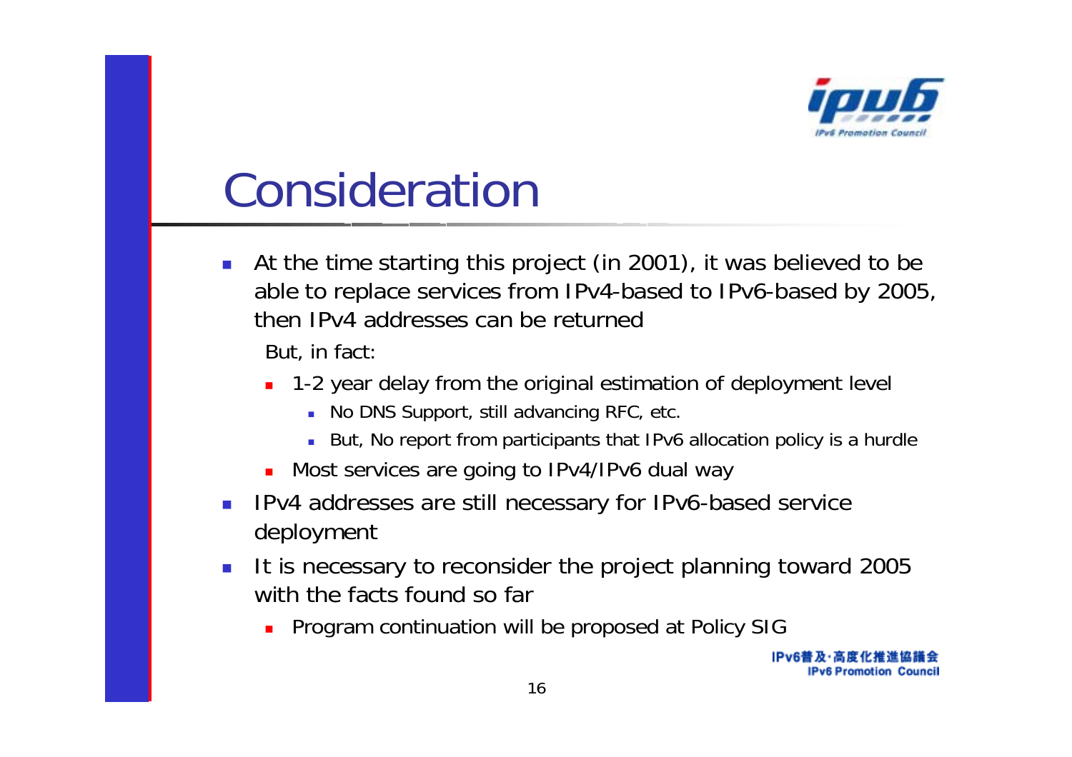# Consideration

- At the time starting this project (in 2001), it was believed to be able to replace services from IPv4-based to IPv6-based by 2005, then IPv4 addresses can be returned

  But, in fact:

  - 1-2 year delay from the original estimation of deployment level
    - No DNS Support, still advancing RFC, etc.
    - But, No report from participants that IPv6 allocation policy is a hurdle
  - Most services are going to IPv4/IPv6 dual way
- IPv4 addresses are still necessary for IPv6-based service deployment
- It is necessary to reconsider the project planning toward 2005 with the facts found so far
  - Program continuation will be proposed at Policy SIG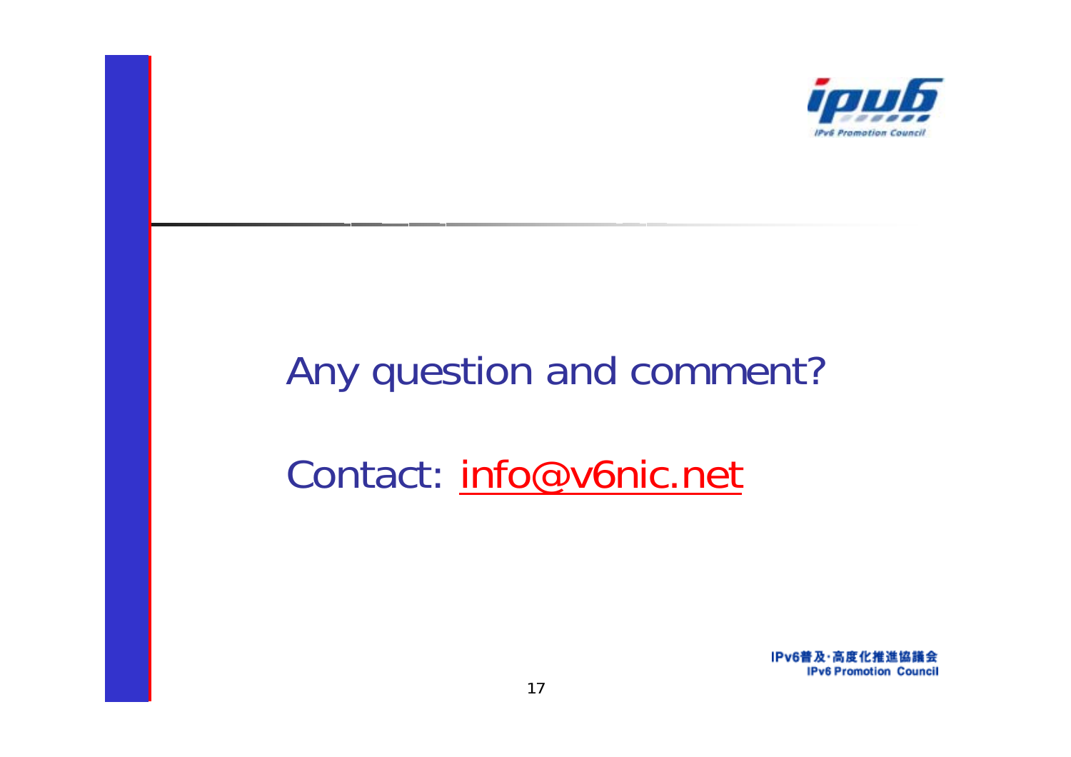Any question and comment?

Contact: info@v6nic.net